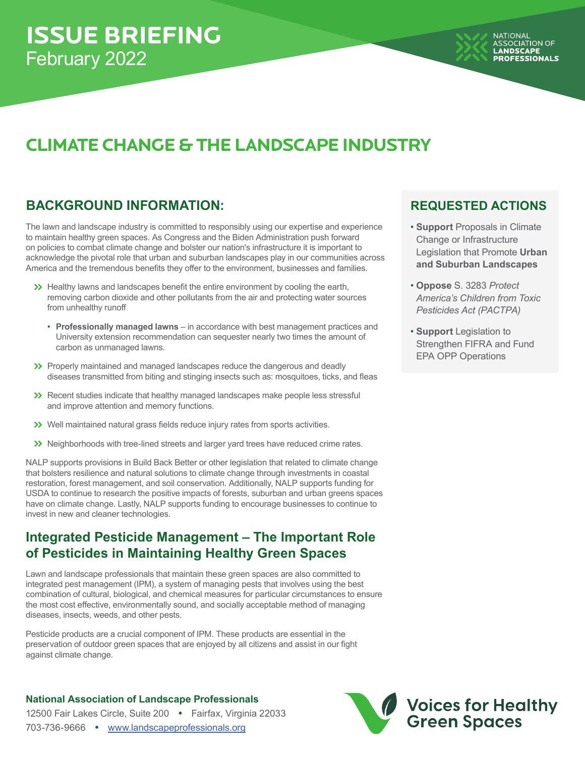# ISSUE BRIEFING
February 2022

NATIONAL ASSOCIATION OF **LANDSCAPE PROFESSIONALS**

# CLIMATE CHANGE & THE LANDSCAPE INDUSTRY

## BACKGROUND INFORMATION:

The lawn and landscape industry is committed to responsibly using our expertise and experience to maintain healthy green spaces. As Congress and the Biden Administration push forward on policies to combat climate change and bolster our nation's infrastructure it is important to acknowledge the pivotal role that urban and suburban landscapes play in our communities across America and the tremendous benefits they offer to the environment, businesses and families.

- Healthy lawns and landscapes benefit the entire environment by cooling the earth, removing carbon dioxide and other pollutants from the air and protecting water sources from unhealthy runoff
  - **Professionally managed lawns** – in accordance with best management practices and University extension recommendation can sequester nearly two times the amount of carbon as unmanaged lawns.
- Properly maintained and managed landscapes reduce the dangerous and deadly diseases transmitted from biting and stinging insects such as: mosquitoes, ticks, and fleas
- Recent studies indicate that healthy managed landscapes make people less stressful and improve attention and memory functions.
- Well maintained natural grass fields reduce injury rates from sports activities.
- Neighborhoods with tree-lined streets and larger yard trees have reduced crime rates.

NALP supports provisions in Build Back Better or other legislation that related to climate change that bolsters resilience and natural solutions to climate change through investments in coastal restoration, forest management, and soil conservation. Additionally, NALP supports funding for USDA to continue to research the positive impacts of forests, suburban and urban greens spaces have on climate change. Lastly, NALP supports funding to encourage businesses to continue to invest in new and cleaner technologies.

## Integrated Pesticide Management – The Important Role of Pesticides in Maintaining Healthy Green Spaces

Lawn and landscape professionals that maintain these green spaces are also committed to integrated pest management (IPM), a system of managing pests that involves using the best combination of cultural, biological, and chemical measures for particular circumstances to ensure the most cost effective, environmentally sound, and socially acceptable method of managing diseases, insects, weeds, and other pests.

Pesticide products are a crucial component of IPM. These products are essential in the preservation of outdoor green spaces that are enjoyed by all citizens and assist in our fight against climate change.

## REQUESTED ACTIONS

- **Support** Proposals in Climate Change or Infrastructure Legislation that Promote **Urban and Suburban Landscapes**
- **Oppose** S. 3283 *Protect America's Children from Toxic Pesticides Act (PACTPA)*
- **Support** Legislation to Strengthen FIFRA and Fund EPA OPP Operations

**National Association of Landscape Professionals**
12500 Fair Lakes Circle, Suite 200 • Fairfax, Virginia 22033
703-736-9666 • www.landscapeprofessionals.org

Voices for Healthy Green Spaces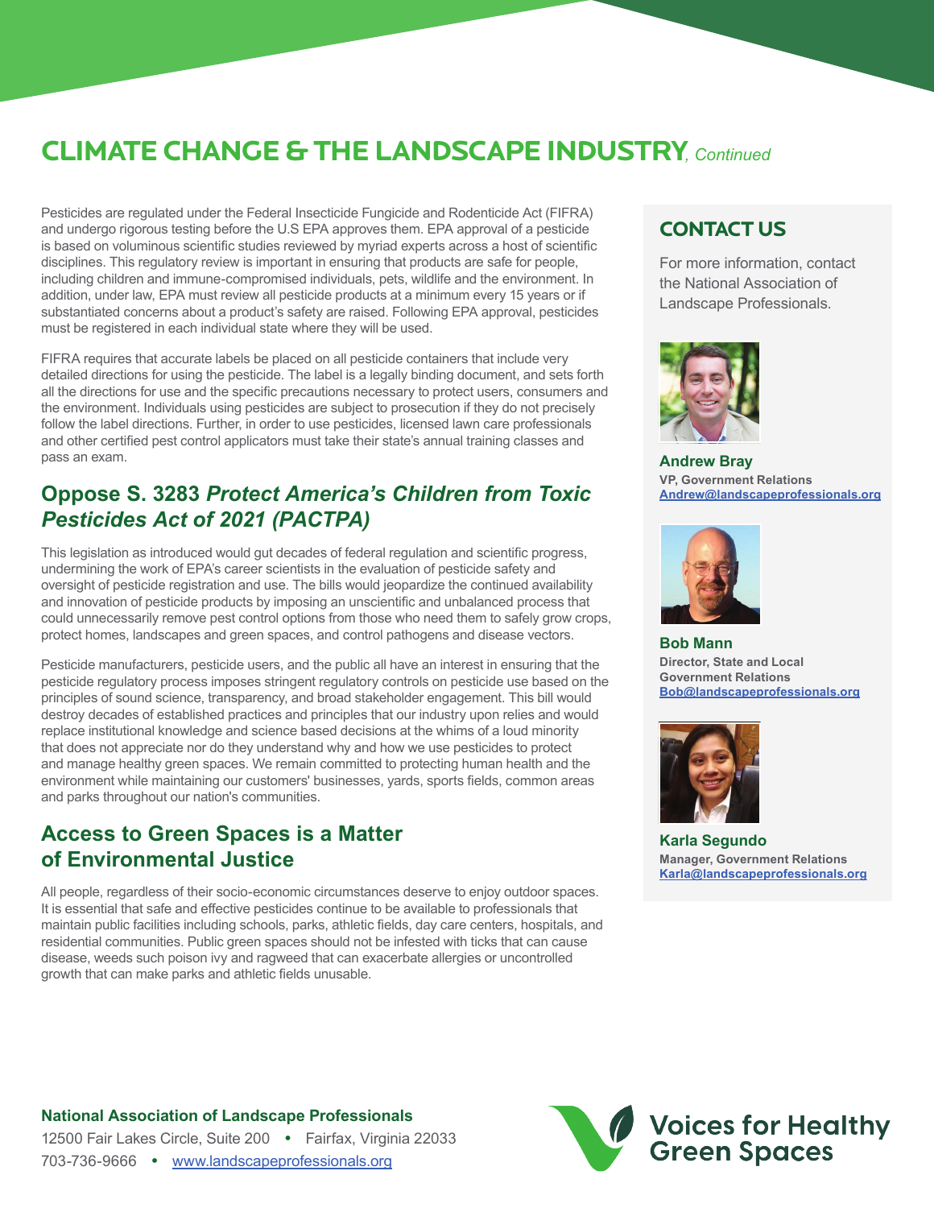# CLIMATE CHANGE & THE LANDSCAPE INDUSTRY, *Continued*

Pesticides are regulated under the Federal Insecticide Fungicide and Rodenticide Act (FIFRA) and undergo rigorous testing before the U.S EPA approves them. EPA approval of a pesticide is based on voluminous scientific studies reviewed by myriad experts across a host of scientific disciplines. This regulatory review is important in ensuring that products are safe for people, including children and immune-compromised individuals, pets, wildlife and the environment. In addition, under law, EPA must review all pesticide products at a minimum every 15 years or if substantiated concerns about a product's safety are raised. Following EPA approval, pesticides must be registered in each individual state where they will be used.

FIFRA requires that accurate labels be placed on all pesticide containers that include very detailed directions for using the pesticide. The label is a legally binding document, and sets forth all the directions for use and the specific precautions necessary to protect users, consumers and the environment. Individuals using pesticides are subject to prosecution if they do not precisely follow the label directions. Further, in order to use pesticides, licensed lawn care professionals and other certified pest control applicators must take their state's annual training classes and pass an exam.

## Oppose S. 3283 *Protect America's Children from Toxic Pesticides Act of 2021 (PACTPA)*

This legislation as introduced would gut decades of federal regulation and scientific progress, undermining the work of EPA's career scientists in the evaluation of pesticide safety and oversight of pesticide registration and use. The bills would jeopardize the continued availability and innovation of pesticide products by imposing an unscientific and unbalanced process that could unnecessarily remove pest control options from those who need them to safely grow crops, protect homes, landscapes and green spaces, and control pathogens and disease vectors.

Pesticide manufacturers, pesticide users, and the public all have an interest in ensuring that the pesticide regulatory process imposes stringent regulatory controls on pesticide use based on the principles of sound science, transparency, and broad stakeholder engagement. This bill would destroy decades of established practices and principles that our industry upon relies and would replace institutional knowledge and science based decisions at the whims of a loud minority that does not appreciate nor do they understand why and how we use pesticides to protect and manage healthy green spaces. We remain committed to protecting human health and the environment while maintaining our customers' businesses, yards, sports fields, common areas and parks throughout our nation's communities.

## Access to Green Spaces is a Matter of Environmental Justice

All people, regardless of their socio-economic circumstances deserve to enjoy outdoor spaces. It is essential that safe and effective pesticides continue to be available to professionals that maintain public facilities including schools, parks, athletic fields, day care centers, hospitals, and residential communities. Public green spaces should not be infested with ticks that can cause disease, weeds such poison ivy and ragweed that can exacerbate allergies or uncontrolled growth that can make parks and athletic fields unusable.

## CONTACT US

For more information, contact the National Association of Landscape Professionals.

**Andrew Bray**
**VP, Government Relations**
Andrew@landscapeprofessionals.org

**Bob Mann**
**Director, State and Local Government Relations**
Bob@landscapeprofessionals.org

**Karla Segundo**
**Manager, Government Relations**
Karla@landscapeprofessionals.org

**National Association of Landscape Professionals**
12500 Fair Lakes Circle, Suite 200 • Fairfax, Virginia 22033
703-736-9666 • www.landscapeprofessionals.org

Voices for Healthy Green Spaces